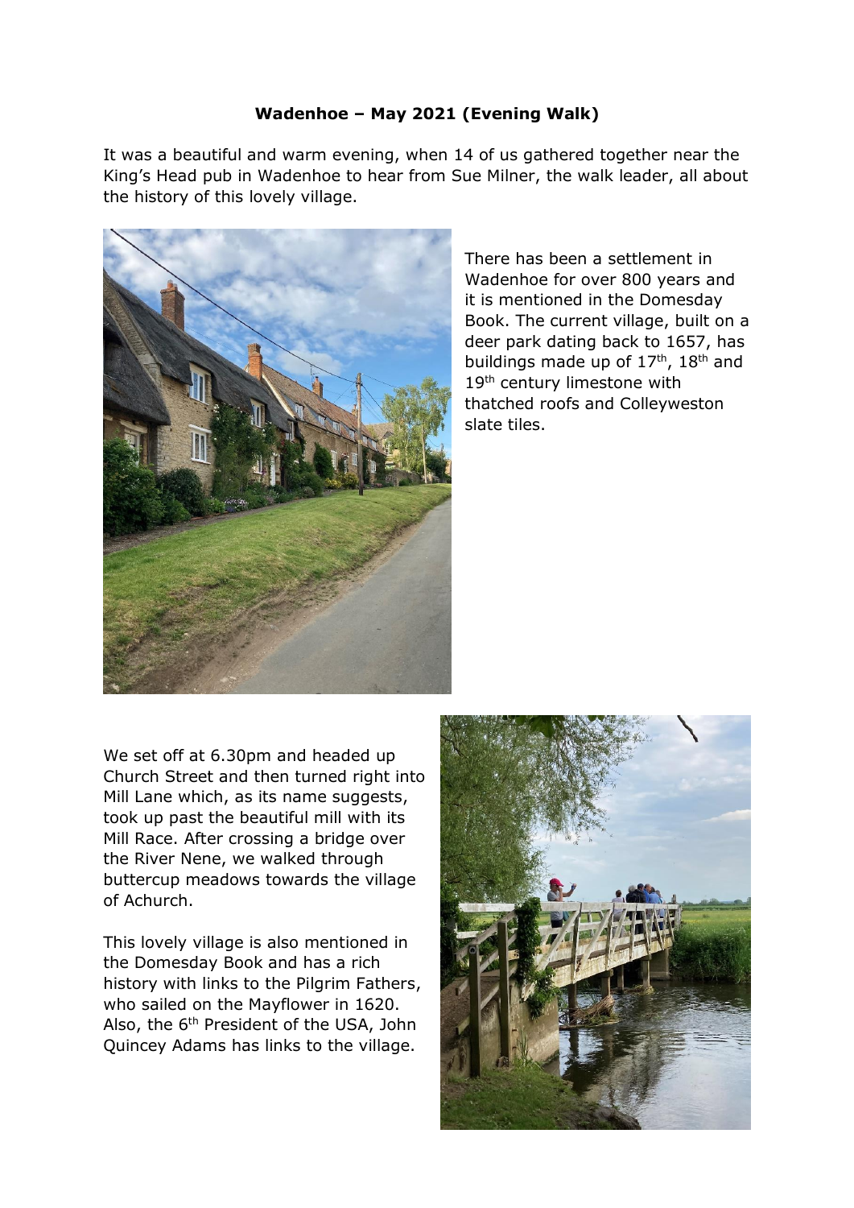**Wadenhoe – May 2021 (Evening Walk)**

It was a beautiful and warm evening, when 14 of us gathered together near the King's Head pub in Wadenhoe to hear from Sue Milner, the walk leader, all about the history of this lovely village.

There has been a settlement in Wadenhoe for over 800 years and it is mentioned in the Domesday Book. The current village, built on a deer park dating back to 1657, has buildings made up of 17th, 18th and 19th century limestone with thatched roofs and Colleyweston slate tiles.

We set off at 6.30pm and headed up Church Street and then turned right into Mill Lane which, as its name suggests, took up past the beautiful mill with its Mill Race. After crossing a bridge over the River Nene, we walked through buttercup meadows towards the village of Achurch.

This lovely village is also mentioned in the Domesday Book and has a rich history with links to the Pilgrim Fathers, who sailed on the Mayflower in 1620. Also, the 6th President of the USA, John Quincey Adams has links to the village.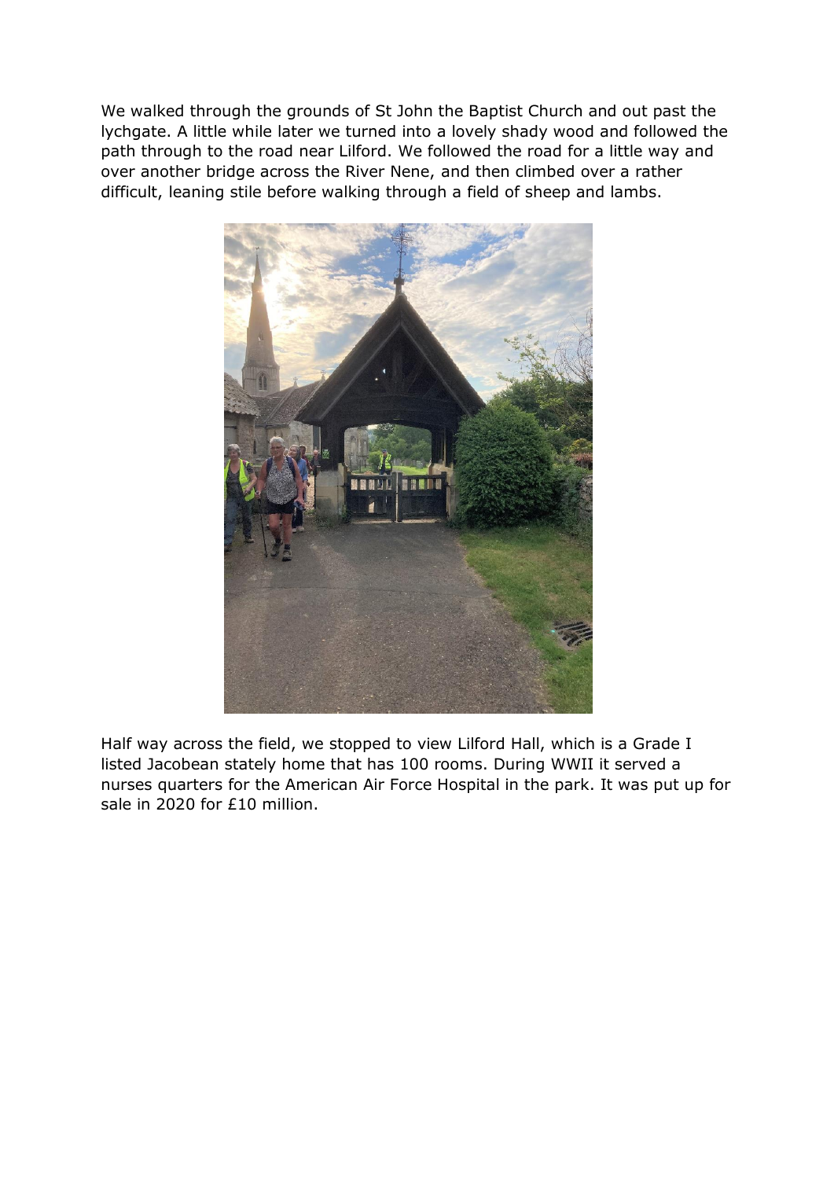We walked through the grounds of St John the Baptist Church and out past the lychgate. A little while later we turned into a lovely shady wood and followed the path through to the road near Lilford. We followed the road for a little way and over another bridge across the River Nene, and then climbed over a rather difficult, leaning stile before walking through a field of sheep and lambs.

Half way across the field, we stopped to view Lilford Hall, which is a Grade I listed Jacobean stately home that has 100 rooms. During WWII it served a nurses quarters for the American Air Force Hospital in the park. It was put up for sale in 2020 for £10 million.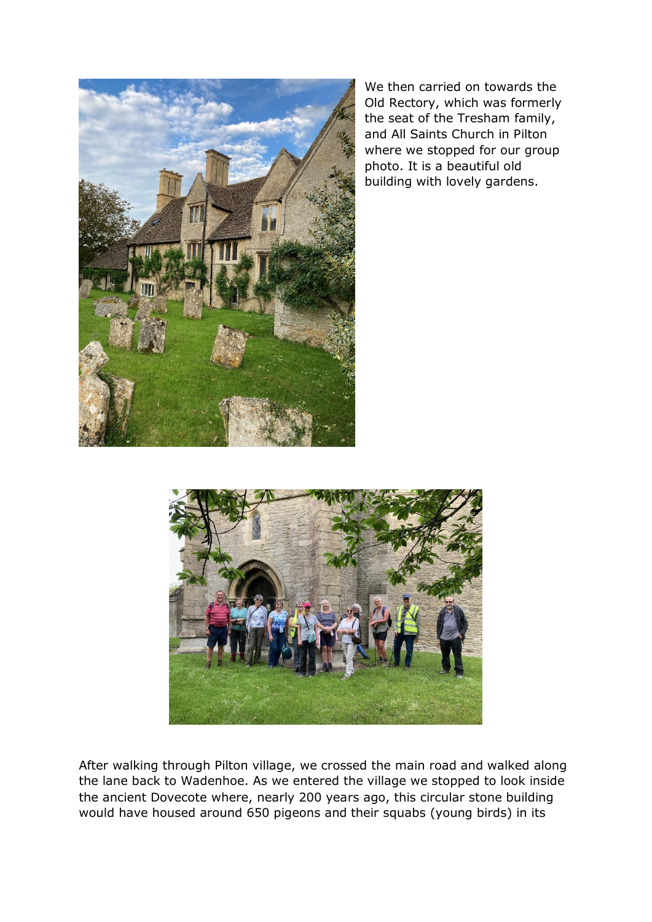We then carried on towards the Old Rectory, which was formerly the seat of the Tresham family, and All Saints Church in Pilton where we stopped for our group photo. It is a beautiful old building with lovely gardens.

After walking through Pilton village, we crossed the main road and walked along the lane back to Wadenhoe. As we entered the village we stopped to look inside the ancient Dovecote where, nearly 200 years ago, this circular stone building would have housed around 650 pigeons and their squabs (young birds) in its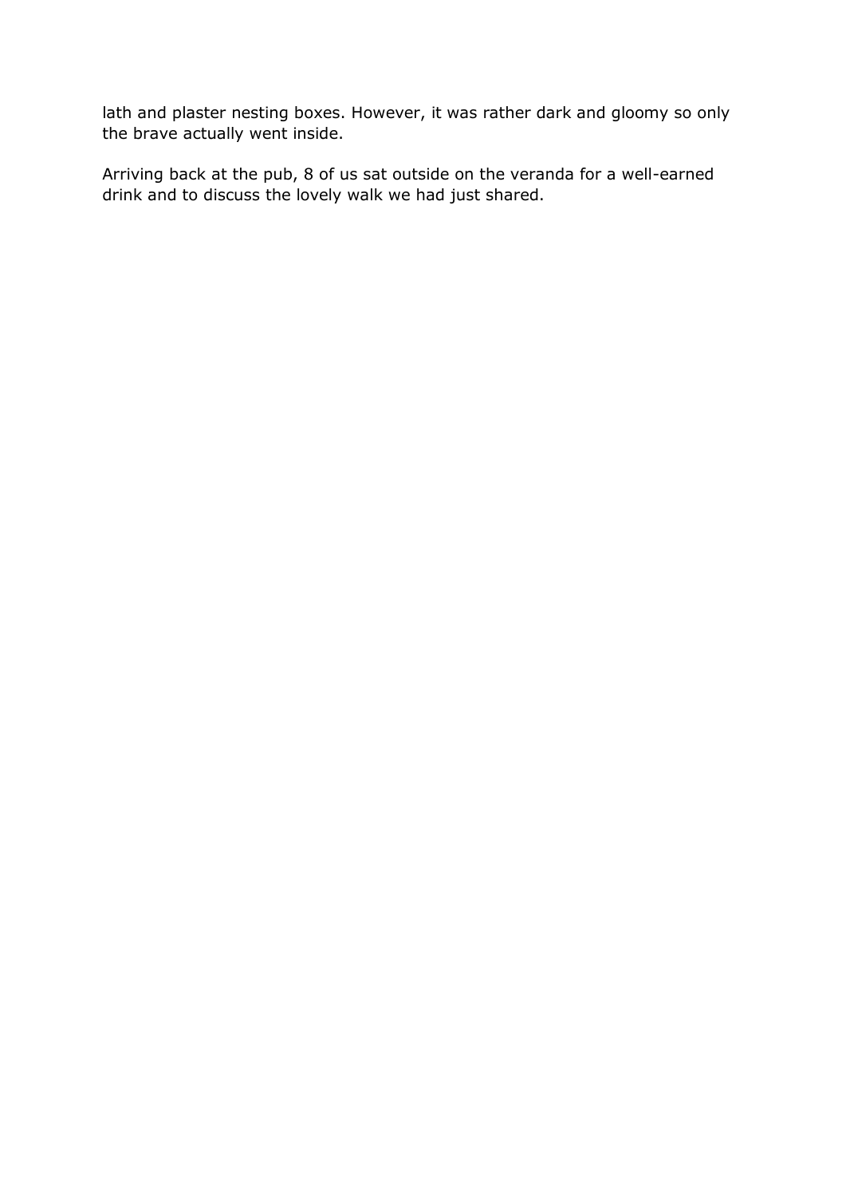lath and plaster nesting boxes. However, it was rather dark and gloomy so only the brave actually went inside.

Arriving back at the pub, 8 of us sat outside on the veranda for a well-earned drink and to discuss the lovely walk we had just shared.